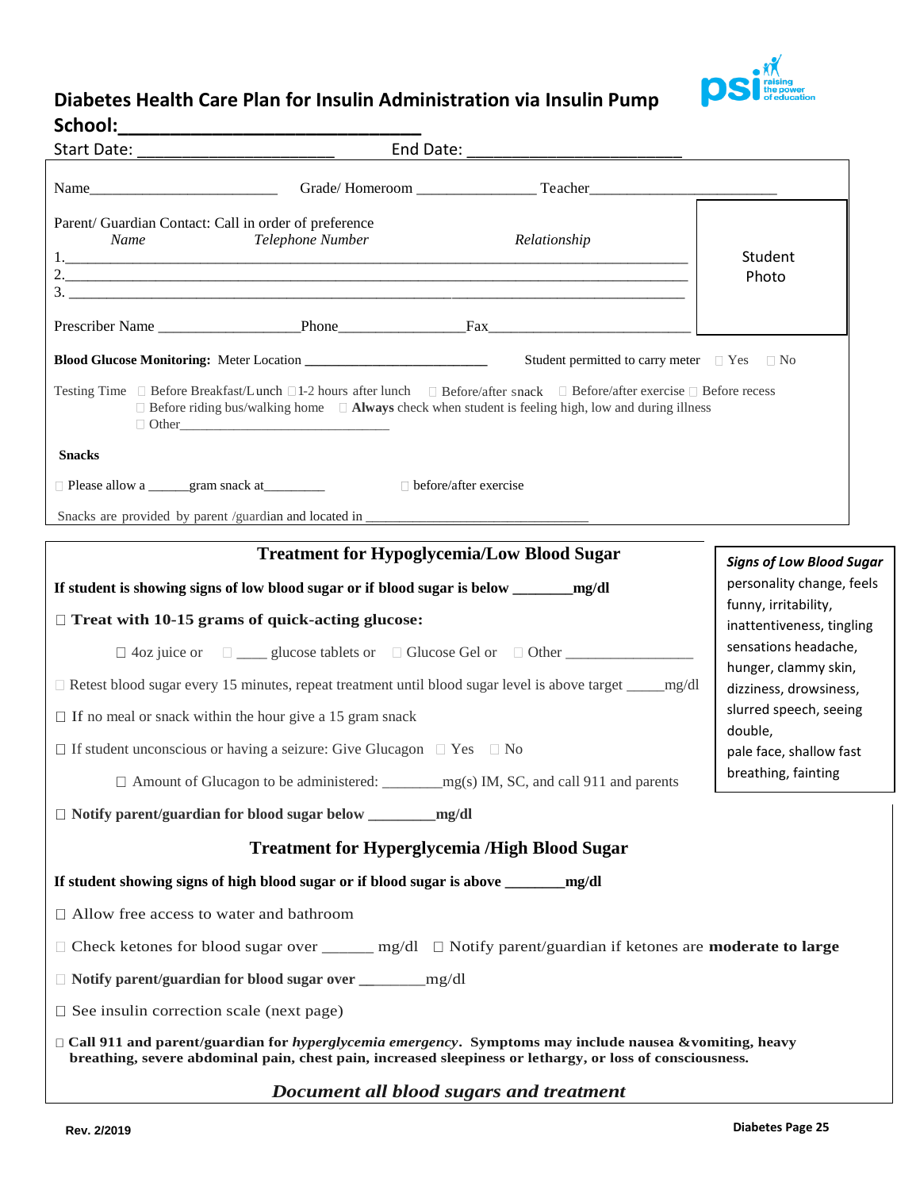# Diabetes Health Care Plan for Insulin Administration via Insulin Pump

**School:\_\_\_\_\_\_\_\_\_\_\_\_\_\_\_\_\_\_\_\_\_\_\_\_\_\_\_\_\_\_**

Start Date: \_\_\_\_\_\_\_\_\_\_\_\_\_\_\_\_\_\_\_\_\_\_\_ End Date: \_\_\_\_\_\_\_\_\_\_\_\_\_\_\_\_\_\_\_\_\_\_\_\_\_

Name\_\_\_\_\_\_\_\_\_\_\_\_\_\_\_\_\_\_\_\_\_\_\_\_\_ Grade/ Homeroom \_\_\_\_\_\_\_\_\_\_\_\_\_\_\_ Teacher\_\_\_\_\_\_\_\_\_\_\_\_\_\_\_\_\_\_\_\_\_\_\_\_\_

Student Photo

Parent/ Guardian Contact: Call in order of preference

*Name* *Telephone Number* *Relationship*

1.\_\_\_\_\_\_\_\_\_\_\_\_\_\_\_\_\_\_\_\_\_\_\_\_\_\_\_\_\_\_\_\_\_\_\_\_\_\_\_\_\_\_\_\_\_\_\_\_\_\_\_\_\_\_\_\_\_\_\_\_\_\_\_\_\_\_\_\_\_\_\_\_\_\_\_\_

2.\_\_\_\_\_\_\_\_\_\_\_\_\_\_\_\_\_\_\_\_\_\_\_\_\_\_\_\_\_\_\_\_\_\_\_\_\_\_\_\_\_\_\_\_\_\_\_\_\_\_\_\_\_\_\_\_\_\_\_\_\_\_\_\_\_\_\_\_\_\_\_\_\_\_\_\_

3. \_\_\_\_\_\_\_\_\_\_\_\_\_\_\_\_\_\_\_\_\_\_\_\_\_\_\_\_\_\_\_\_\_\_\_\_\_\_\_\_\_\_\_\_\_\_\_\_\_\_\_\_\_\_\_\_\_\_\_\_\_\_\_\_\_\_\_\_\_\_\_\_\_\_\_

Prescriber Name \_\_\_\_\_\_\_\_\_\_\_\_\_\_\_\_\_\_\_Phone\_\_\_\_\_\_\_\_\_\_\_\_\_\_\_\_\_Fax\_\_\_\_\_\_\_\_\_\_\_\_\_\_\_\_\_\_\_\_\_\_\_\_\_\_\_

**Blood Glucose Monitoring:** Meter Location \_\_\_\_\_\_\_\_\_\_\_\_\_\_\_\_\_\_\_\_\_\_\_\_\_\_ Student permitted to carry meter ☐ Yes ☐ No

Testing Time ☐ Before Breakfast/Lunch ☐ 1-2 hours after lunch ☐ Before/after snack ☐ Before/after exercise ☐ Before recess
☐ Before riding bus/walking home ☐ **Always** check when student is feeling high, low and during illness
☐ Other\_\_\_\_\_\_\_\_\_\_\_\_\_\_\_\_\_\_\_\_\_\_\_\_\_\_\_\_\_\_\_

**Snacks**

☐ Please allow a \_\_\_\_\_\_gram snack at\_\_\_\_\_\_\_\_\_ ☐ before/after exercise

Snacks are provided by parent /guardian and located in \_\_\_\_\_\_\_\_\_\_\_\_\_\_\_\_\_\_\_\_\_\_\_\_\_\_\_\_\_\_\_\_

## Treatment for Hypoglycemia/Low Blood Sugar

**If student is showing signs of low blood sugar or if blood sugar is below \_\_\_\_\_\_\_\_mg/dl**

☐ **Treat with 10-15 grams of quick-acting glucose:**

☐ 4oz juice or ☐ \_\_\_\_ glucose tablets or ☐ Glucose Gel or ☐ Other \_\_\_\_\_\_\_\_\_\_\_\_\_\_\_\_\_

☐ Retest blood sugar every 15 minutes, repeat treatment until blood sugar level is above target \_\_\_\_\_mg/dl

☐ If no meal or snack within the hour give a 15 gram snack

☐ If student unconscious or having a seizure: Give Glucagon ☐ Yes ☐ No

☐ Amount of Glucagon to be administered: \_\_\_\_\_\_\_\_mg(s) IM, SC, and call 911 and parents

☐ **Notify parent/guardian for blood sugar below \_\_\_\_\_\_\_\_\_mg/dl**

***Signs of Low Blood Sugar***
personality change, feels funny, irritability, inattentiveness, tingling sensations headache, hunger, clammy skin, dizziness, drowsiness, slurred speech, seeing double,
pale face, shallow fast breathing, fainting

## Treatment for Hyperglycemia /High Blood Sugar

**If student showing signs of high blood sugar or if blood sugar is above \_\_\_\_\_\_\_\_mg/dl**

☐ Allow free access to water and bathroom

☐ Check ketones for blood sugar over \_\_\_\_\_\_ mg/dl ☐ Notify parent/guardian if ketones are **moderate to large**

☐ **Notify parent/guardian for blood sugar over** \_\_\_\_\_\_\_\_\_mg/dl

☐ See insulin correction scale (next page)

☐ **Call 911 and parent/guardian for *hyperglycemia emergency*. Symptoms may include nausea &vomiting, heavy breathing, severe abdominal pain, chest pain, increased sleepiness or lethargy, or loss of consciousness.**

***Document all blood sugars and treatment***

Rev. 2/2019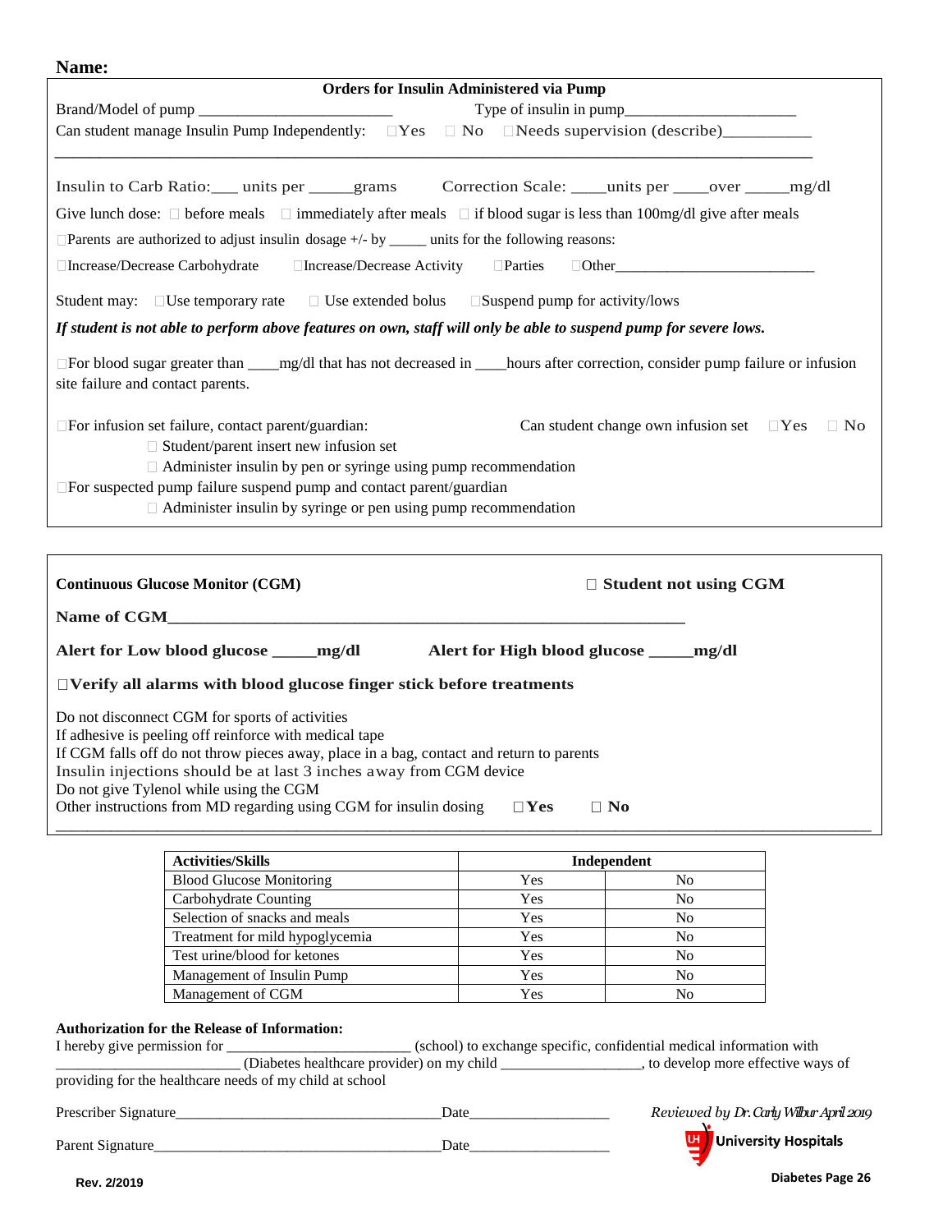**Name:**

**Orders for Insulin Administered via Pump**

Brand/Model of pump ________________________ Type of insulin in pump_____________________

Can student manage Insulin Pump Independently: ☐Yes ☐ No ☐Needs supervision (describe)__________

______________________________________________________________________________

Insulin to Carb Ratio:___ units per _____grams Correction Scale: ____units per ____over _____mg/dl

Give lunch dose: ☐ before meals ☐ immediately after meals ☐ if blood sugar is less than 100mg/dl give after meals

☐Parents are authorized to adjust insulin dosage +/- by _____ units for the following reasons:

☐Increase/Decrease Carbohydrate ☐Increase/Decrease Activity ☐Parties ☐Other__________________________

Student may: ☐Use temporary rate ☐ Use extended bolus ☐Suspend pump for activity/lows

***If student is not able to perform above features on own, staff will only be able to suspend pump for severe lows.***

☐For blood sugar greater than ____mg/dl that has not decreased in ____hours after correction, consider pump failure or infusion site failure and contact parents.

☐For infusion set failure, contact parent/guardian: Can student change own infusion set ☐Yes ☐ No

- ☐ Student/parent insert new infusion set
- ☐ Administer insulin by pen or syringe using pump recommendation

☐For suspected pump failure suspend pump and contact parent/guardian

- ☐ Administer insulin by syringe or pen using pump recommendation

**Continuous Glucose Monitor (CGM)** **☐ Student not using CGM**

**Name of CGM**_____________________________________________________________

**Alert for Low blood glucose _____mg/dl** **Alert for High blood glucose _____mg/dl**

**☐Verify all alarms with blood glucose finger stick before treatments**

Do not disconnect CGM for sports of activities
If adhesive is peeling off reinforce with medical tape
If CGM falls off do not throw pieces away, place in a bag, contact and return to parents
Insulin injections should be at last 3 inches away from CGM device
Do not give Tylenol while using the CGM
Other instructions from MD regarding using CGM for insulin dosing **☐Yes** **☐ No**

| Activities/Skills | Independent | |
|---|---|---|
| Blood Glucose Monitoring | Yes | No |
| Carbohydrate Counting | Yes | No |
| Selection of snacks and meals | Yes | No |
| Treatment for mild hypoglycemia | Yes | No |
| Test urine/blood for ketones | Yes | No |
| Management of Insulin Pump | Yes | No |
| Management of CGM | Yes | No |

**Authorization for the Release of Information:**

I hereby give permission for ________________________ (school) to exchange specific, confidential medical information with _________________________ (Diabetes healthcare provider) on my child ___________________, to develop more effective ways of providing for the healthcare needs of my child at school

Prescriber Signature___________________________________Date___________________

Parent Signature_______________________________________Date___________________

*Reviewed by Dr. Carly Wilbur April 2019*

University Hospitals

Rev. 2/2019